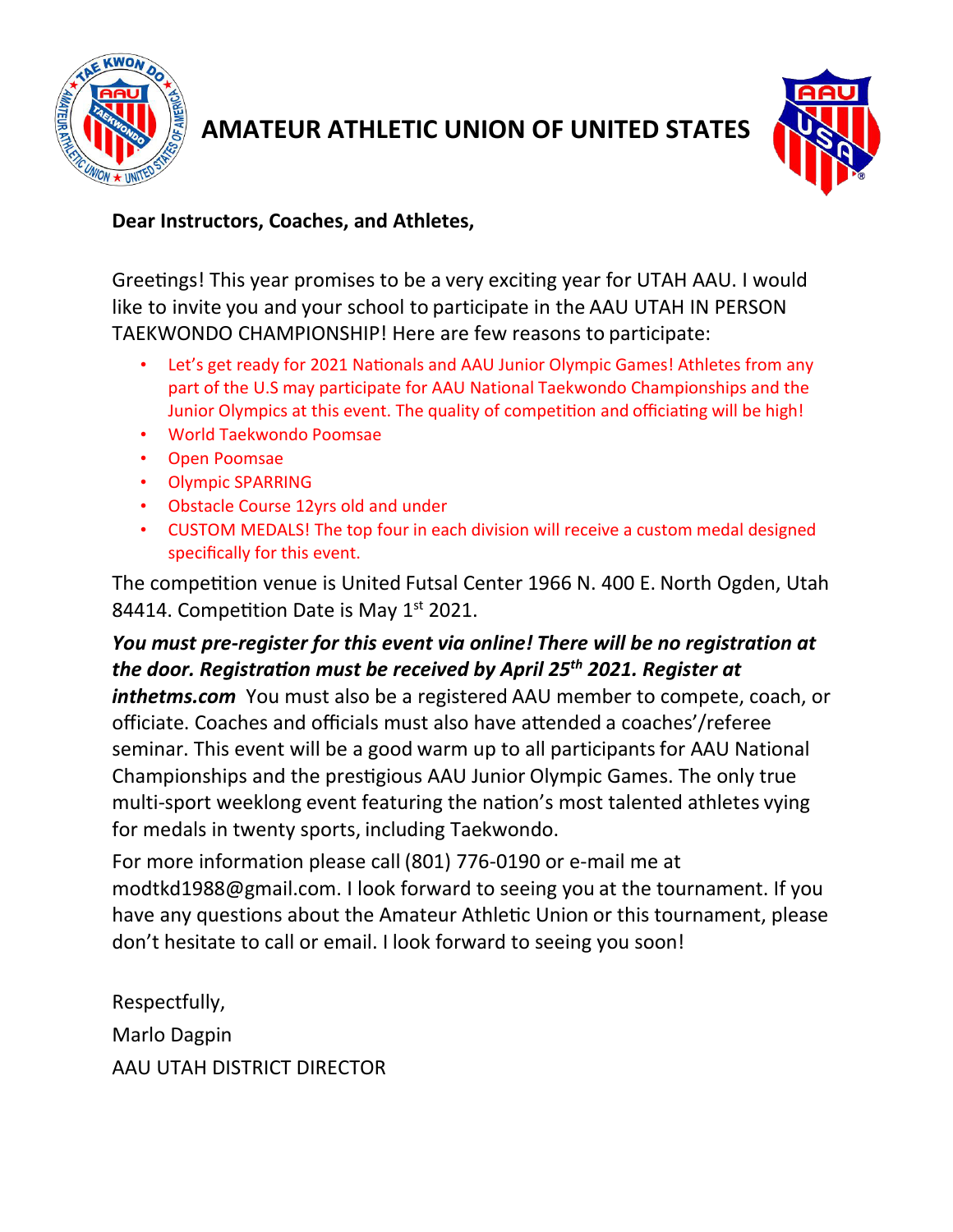# AMATEUR ATHLETIC UNION OF UNITED STATES

**Dear Instructors, Coaches, and Athletes,**

Greetings! This year promises to be a very exciting year for UTAH AAU. I would like to invite you and your school to participate in the AAU UTAH IN PERSON TAEKWONDO CHAMPIONSHIP! Here are few reasons to participate:

- Let's get ready for 2021 Nationals and AAU Junior Olympic Games! Athletes from any part of the U.S may participate for AAU National Taekwondo Championships and the Junior Olympics at this event. The quality of competition and officiating will be high!
- World Taekwondo Poomsae
- Open Poomsae
- Olympic SPARRING
- Obstacle Course 12yrs old and under
- CUSTOM MEDALS! The top four in each division will receive a custom medal designed specifically for this event.

The competition venue is United Futsal Center 1966 N. 400 E. North Ogden, Utah 84414. Competition Date is May 1st 2021.

***You must pre-register for this event via online! There will be no registration at the door. Registration must be received by April 25th 2021. Register at inthetms.com*** You must also be a registered AAU member to compete, coach, or officiate. Coaches and officials must also have attended a coaches'/referee seminar. This event will be a good warm up to all participants for AAU National Championships and the prestigious AAU Junior Olympic Games. The only true multi-sport weeklong event featuring the nation's most talented athletes vying for medals in twenty sports, including Taekwondo.

For more information please call (801) 776-0190 or e-mail me at modtkd1988@gmail.com. I look forward to seeing you at the tournament. If you have any questions about the Amateur Athletic Union or this tournament, please don't hesitate to call or email. I look forward to seeing you soon!

Respectfully,

Marlo Dagpin

AAU UTAH DISTRICT DIRECTOR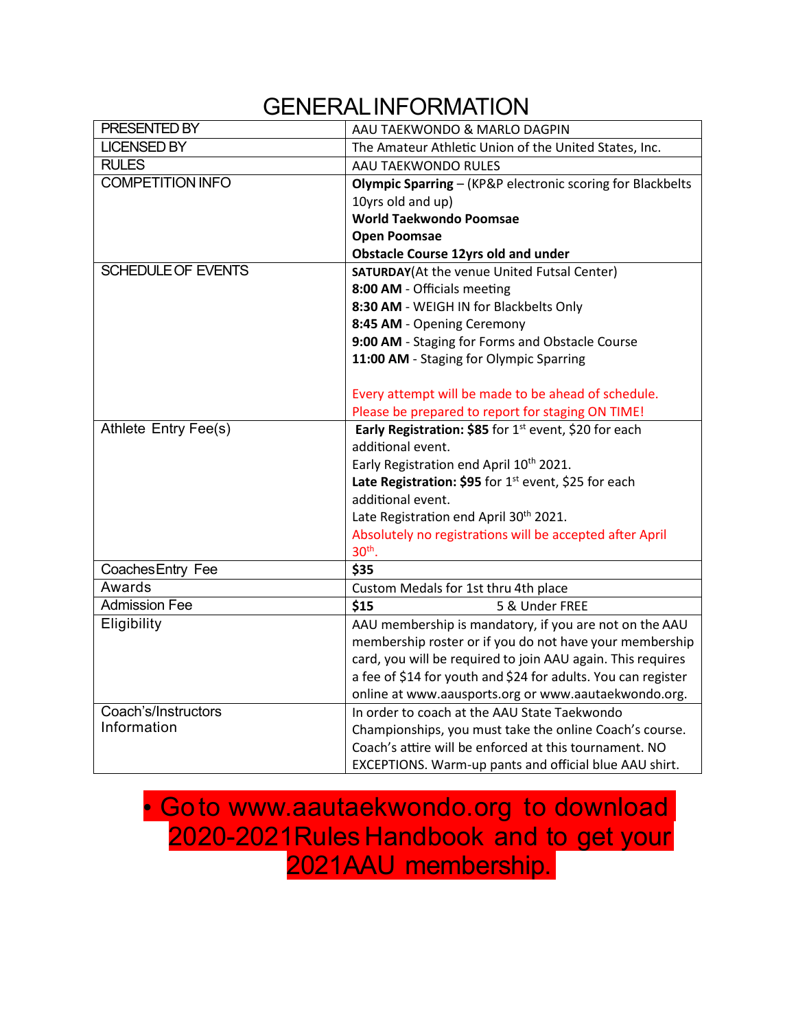# GENERAL INFORMATION

| | |
|---|---|
| PRESENTED BY | AAU TAEKWONDO & MARLO DAGPIN |
| LICENSED BY | The Amateur Athletic Union of the United States, Inc. |
| RULES | AAU TAEKWONDO RULES |
| COMPETITION INFO | **Olympic Sparring** – (KP&P electronic scoring for Blackbelts 10yrs old and up)<br>**World Taekwondo Poomsae**<br>**Open Poomsae**<br>**Obstacle Course 12yrs old and under** |
| SCHEDULE OF EVENTS | **SATURDAY**(At the venue United Futsal Center)<br>**8:00 AM** - Officials meeting<br>**8:30 AM** - WEIGH IN for Blackbelts Only<br>**8:45 AM** - Opening Ceremony<br>**9:00 AM** - Staging for Forms and Obstacle Course<br>**11:00 AM** - Staging for Olympic Sparring<br><br>Every attempt will be made to be ahead of schedule. Please be prepared to report for staging ON TIME! |
| Athlete Entry Fee(s) | **Early Registration: $85** for 1st event, $20 for each additional event.<br>Early Registration end April 10th 2021.<br>**Late Registration: $95** for 1st event, $25 for each additional event.<br>Late Registration end April 30th 2021.<br>Absolutely no registrations will be accepted after April 30th. |
| Coaches Entry Fee | **$35** |
| Awards | Custom Medals for 1st thru 4th place |
| Admission Fee | **$15** 5 & Under FREE |
| Eligibility | AAU membership is mandatory, if you are not on the AAU membership roster or if you do not have your membership card, you will be required to join AAU again. This requires a fee of $14 for youth and $24 for adults. You can register online at www.aausports.org or www.aautaekwondo.org. |
| Coach's/Instructors Information | In order to coach at the AAU State Taekwondo Championships, you must take the online Coach's course. Coach's attire will be enforced at this tournament. NO EXCEPTIONS. Warm-up pants and official blue AAU shirt. |

- Go to www.aautaekwondo.org to download 2020-2021 Rules Handbook and to get your 2021 AAU membership.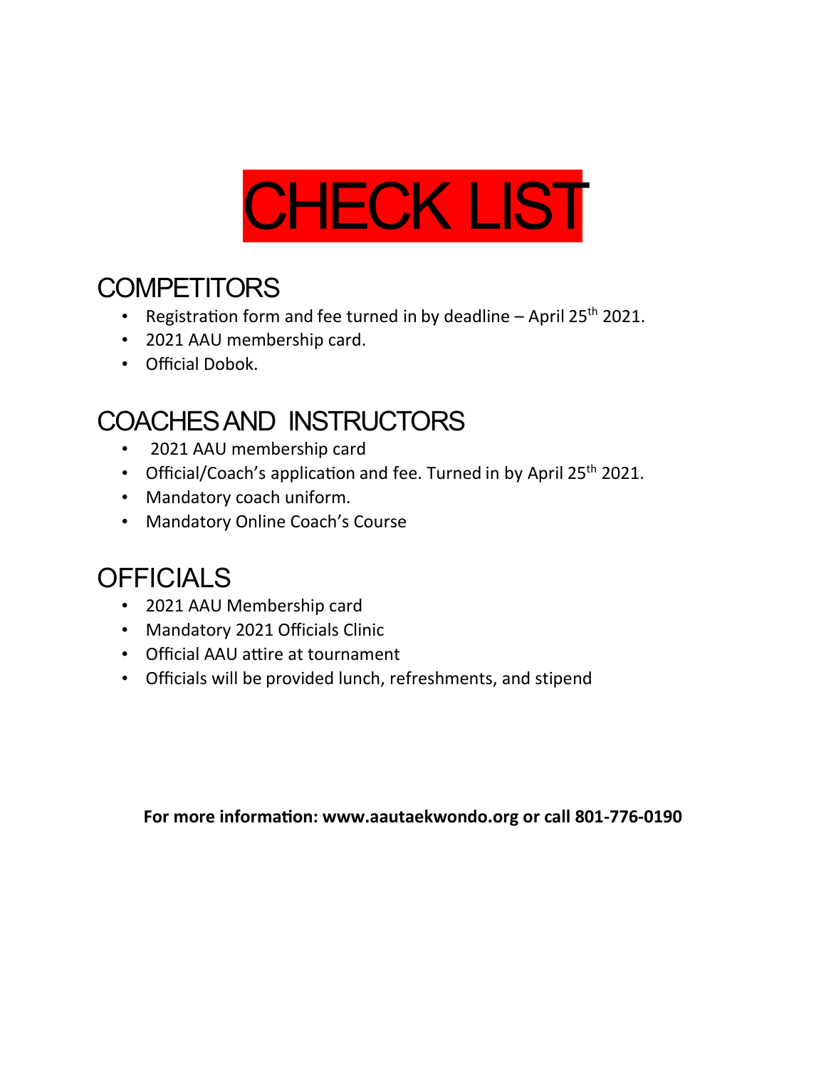# CHECK LIST

## COMPETITORS

- Registration form and fee turned in by deadline – April 25th 2021.
- 2021 AAU membership card.
- Official Dobok.

## COACHES AND INSTRUCTORS

- 2021 AAU membership card
- Official/Coach's application and fee. Turned in by April 25th 2021.
- Mandatory coach uniform.
- Mandatory Online Coach's Course

## OFFICIALS

- 2021 AAU Membership card
- Mandatory 2021 Officials Clinic
- Official AAU attire at tournament
- Officials will be provided lunch, refreshments, and stipend

**For more information: www.aautaekwondo.org or call 801-776-0190**